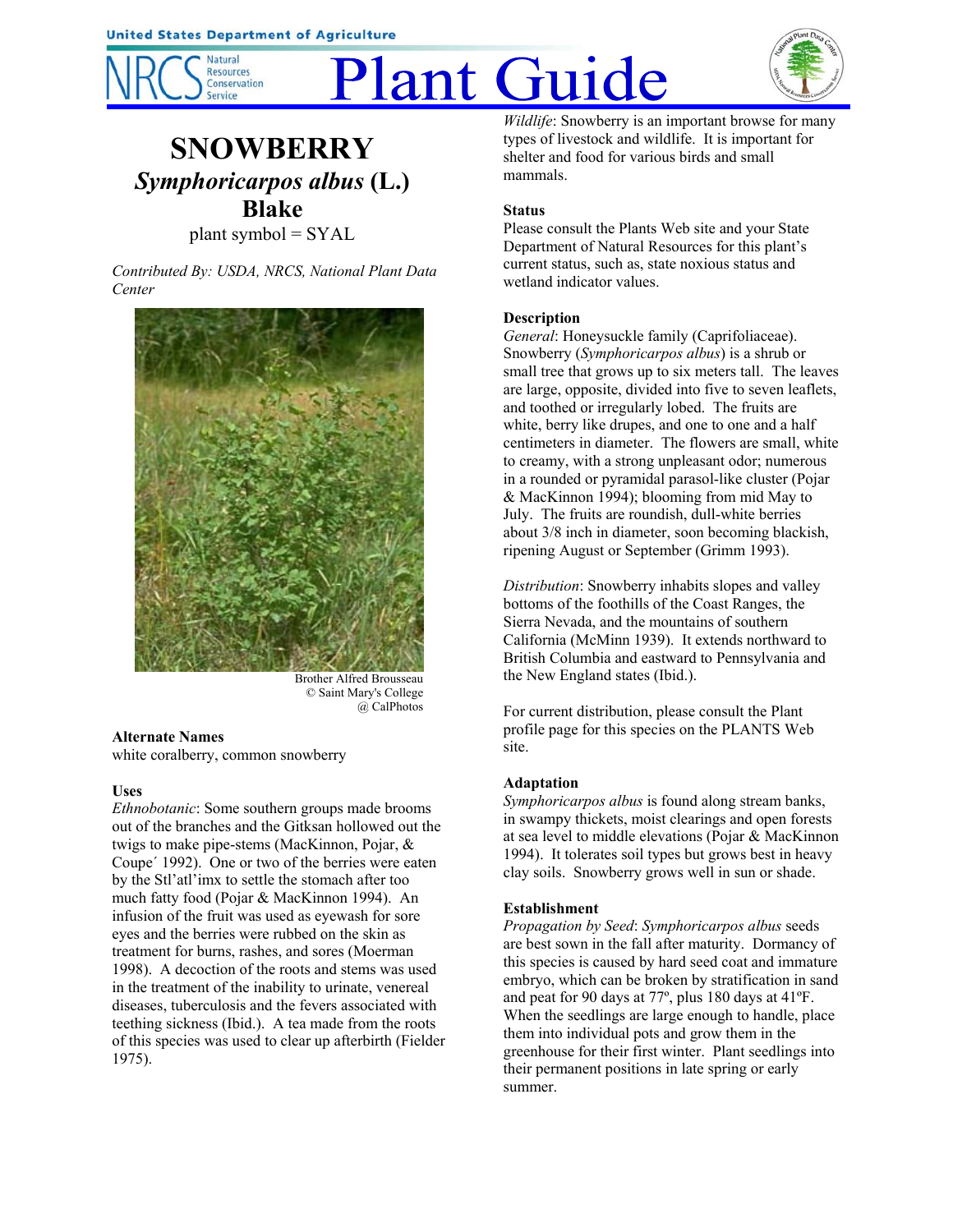# SNOWBERRY

## *Symphoricarpos albus* (L.) Blake

plant symbol = SYAL

*Contributed By: USDA, NRCS, National Plant Data Center*

Brother Alfred Brousseau
© Saint Mary's College
@ CalPhotos

### Alternate Names

white coralberry, common snowberry

### Uses

*Ethnobotanic*: Some southern groups made brooms out of the branches and the Gitksan hollowed out the twigs to make pipe-stems (MacKinnon, Pojar, & Coupe´ 1992). One or two of the berries were eaten by the Stl'atl'imx to settle the stomach after too much fatty food (Pojar & MacKinnon 1994). An infusion of the fruit was used as eyewash for sore eyes and the berries were rubbed on the skin as treatment for burns, rashes, and sores (Moerman 1998). A decoction of the roots and stems was used in the treatment of the inability to urinate, venereal diseases, tuberculosis and the fevers associated with teething sickness (Ibid.). A tea made from the roots of this species was used to clear up afterbirth (Fielder 1975).

*Wildlife*: Snowberry is an important browse for many types of livestock and wildlife. It is important for shelter and food for various birds and small mammals.

### Status

Please consult the Plants Web site and your State Department of Natural Resources for this plant's current status, such as, state noxious status and wetland indicator values.

### Description

*General*: Honeysuckle family (Caprifoliaceae). Snowberry (*Symphoricarpos albus*) is a shrub or small tree that grows up to six meters tall. The leaves are large, opposite, divided into five to seven leaflets, and toothed or irregularly lobed. The fruits are white, berry like drupes, and one to one and a half centimeters in diameter. The flowers are small, white to creamy, with a strong unpleasant odor; numerous in a rounded or pyramidal parasol-like cluster (Pojar & MacKinnon 1994); blooming from mid May to July. The fruits are roundish, dull-white berries about 3/8 inch in diameter, soon becoming blackish, ripening August or September (Grimm 1993).

*Distribution*: Snowberry inhabits slopes and valley bottoms of the foothills of the Coast Ranges, the Sierra Nevada, and the mountains of southern California (McMinn 1939). It extends northward to British Columbia and eastward to Pennsylvania and the New England states (Ibid.).

For current distribution, please consult the Plant profile page for this species on the PLANTS Web site.

### Adaptation

*Symphoricarpos albus* is found along stream banks, in swampy thickets, moist clearings and open forests at sea level to middle elevations (Pojar & MacKinnon 1994). It tolerates soil types but grows best in heavy clay soils. Snowberry grows well in sun or shade.

### Establishment

*Propagation by Seed*: *Symphoricarpos albus* seeds are best sown in the fall after maturity. Dormancy of this species is caused by hard seed coat and immature embryo, which can be broken by stratification in sand and peat for 90 days at 77º, plus 180 days at 41ºF. When the seedlings are large enough to handle, place them into individual pots and grow them in the greenhouse for their first winter. Plant seedlings into their permanent positions in late spring or early summer.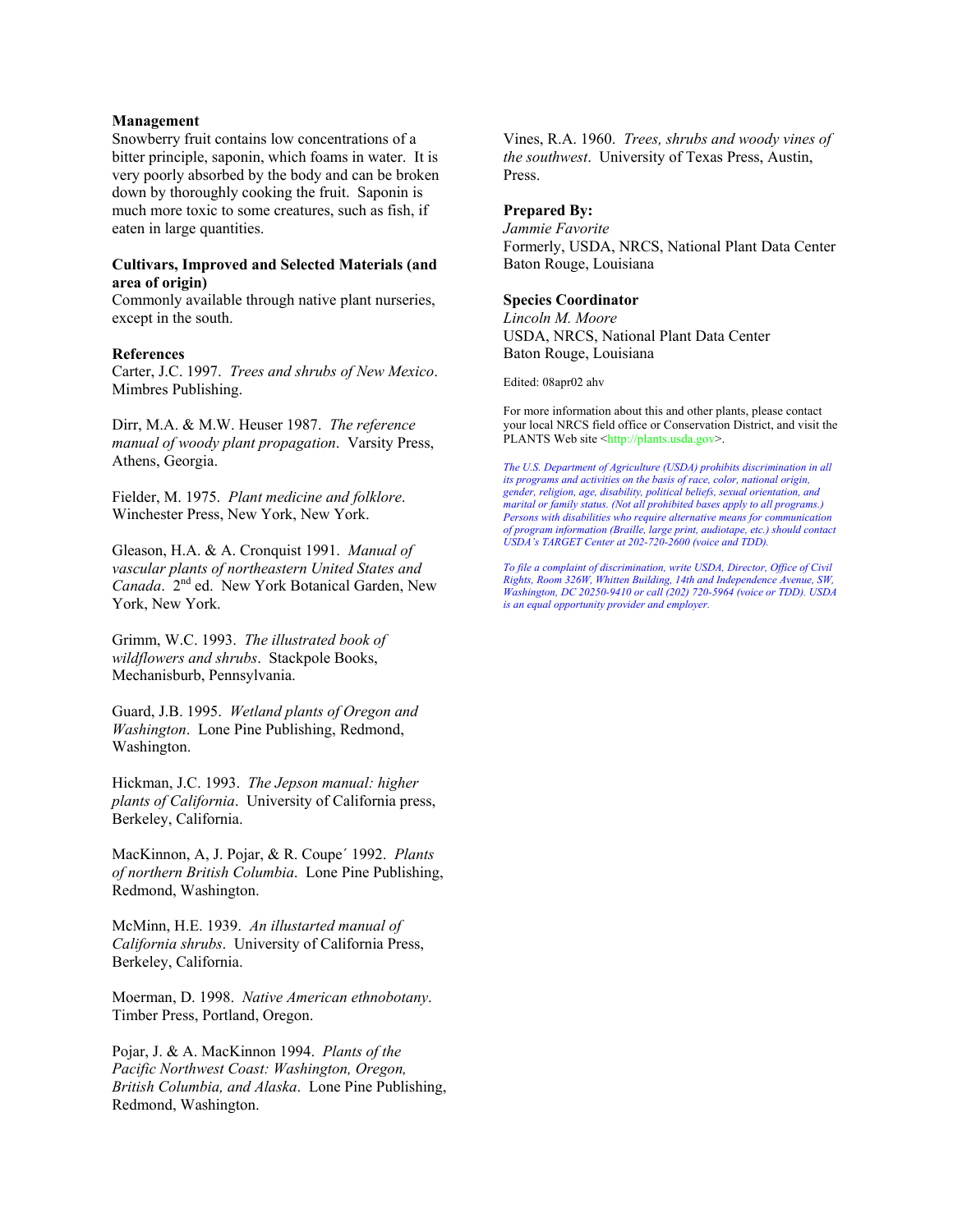## Management

Snowberry fruit contains low concentrations of a bitter principle, saponin, which foams in water. It is very poorly absorbed by the body and can be broken down by thoroughly cooking the fruit. Saponin is much more toxic to some creatures, such as fish, if eaten in large quantities.

## Cultivars, Improved and Selected Materials (and area of origin)

Commonly available through native plant nurseries, except in the south.

## References

Carter, J.C. 1997. *Trees and shrubs of New Mexico*. Mimbres Publishing.

Dirr, M.A. & M.W. Heuser 1987. *The reference manual of woody plant propagation*. Varsity Press, Athens, Georgia.

Fielder, M. 1975. *Plant medicine and folklore*. Winchester Press, New York, New York.

Gleason, H.A. & A. Cronquist 1991. *Manual of vascular plants of northeastern United States and Canada*. 2nd ed. New York Botanical Garden, New York, New York.

Grimm, W.C. 1993. *The illustrated book of wildflowers and shrubs*. Stackpole Books, Mechanisburb, Pennsylvania.

Guard, J.B. 1995. *Wetland plants of Oregon and Washington*. Lone Pine Publishing, Redmond, Washington.

Hickman, J.C. 1993. *The Jepson manual: higher plants of California*. University of California press, Berkeley, California.

MacKinnon, A, J. Pojar, & R. Coupe´ 1992. *Plants of northern British Columbia*. Lone Pine Publishing, Redmond, Washington.

McMinn, H.E. 1939. *An illustarted manual of California shrubs*. University of California Press, Berkeley, California.

Moerman, D. 1998. *Native American ethnobotany*. Timber Press, Portland, Oregon.

Pojar, J. & A. MacKinnon 1994. *Plants of the Pacific Northwest Coast: Washington, Oregon, British Columbia, and Alaska*. Lone Pine Publishing, Redmond, Washington.

Vines, R.A. 1960. *Trees, shrubs and woody vines of the southwest*. University of Texas Press, Austin, Press.

## Prepared By:

*Jammie Favorite*
Formerly, USDA, NRCS, National Plant Data Center
Baton Rouge, Louisiana

## Species Coordinator

*Lincoln M. Moore*
USDA, NRCS, National Plant Data Center
Baton Rouge, Louisiana

Edited: 08apr02 ahv

For more information about this and other plants, please contact your local NRCS field office or Conservation District, and visit the PLANTS Web site <http://plants.usda.gov>.

*The U.S. Department of Agriculture (USDA) prohibits discrimination in all its programs and activities on the basis of race, color, national origin, gender, religion, age, disability, political beliefs, sexual orientation, and marital or family status. (Not all prohibited bases apply to all programs.) Persons with disabilities who require alternative means for communication of program information (Braille, large print, audiotape, etc.) should contact USDA's TARGET Center at 202-720-2600 (voice and TDD).*

*To file a complaint of discrimination, write USDA, Director, Office of Civil Rights, Room 326W, Whitten Building, 14th and Independence Avenue, SW, Washington, DC 20250-9410 or call (202) 720-5964 (voice or TDD). USDA is an equal opportunity provider and employer.*